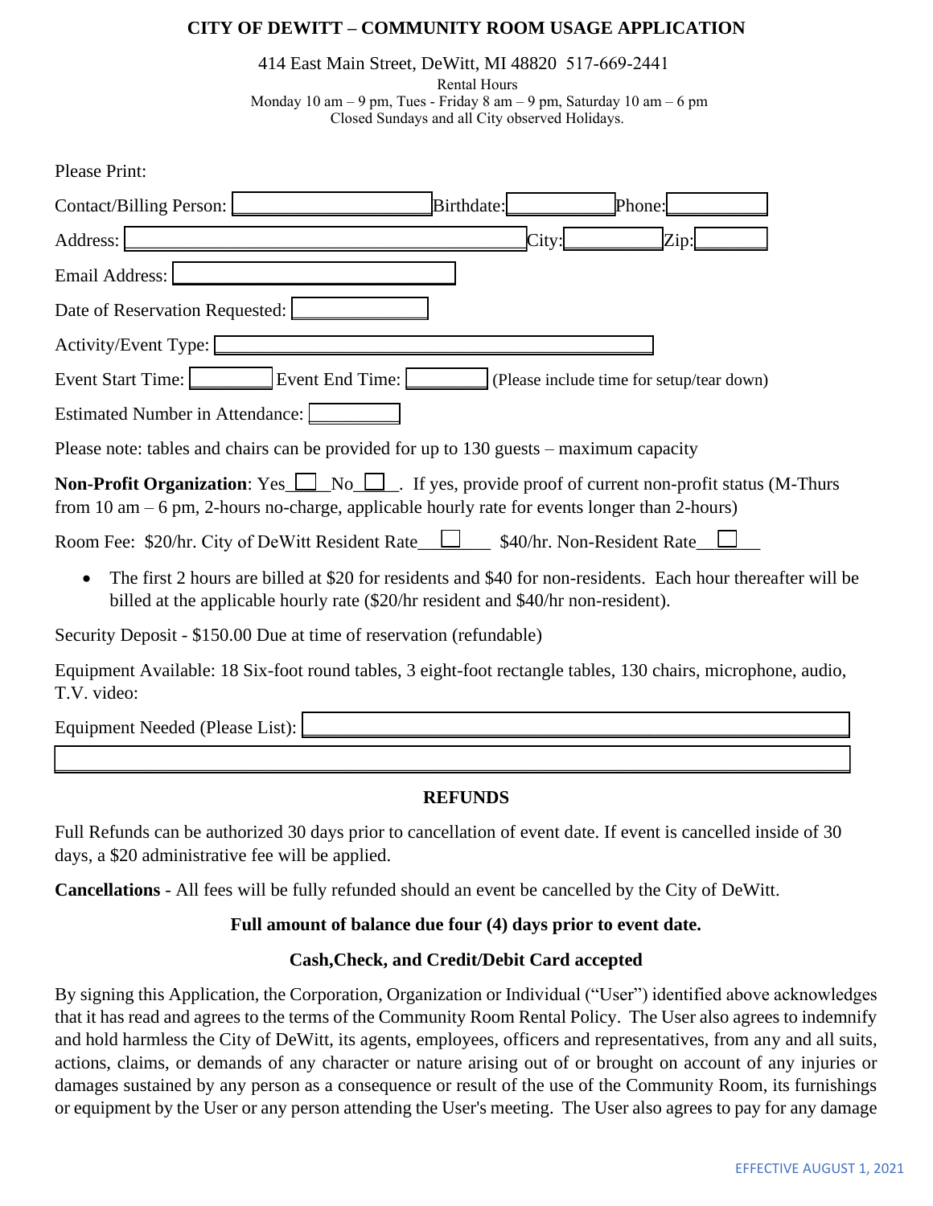# CITY OF DEWITT – COMMUNITY ROOM USAGE APPLICATION

414 East Main Street, DeWitt, MI 48820 517-669-2441

Rental Hours

Monday 10 am – 9 pm, Tues - Friday 8 am – 9 pm, Saturday 10 am – 6 pm

Closed Sundays and all City observed Holidays.

Please Print:

Contact/Billing Person: \_\_\_\_\_\_\_\_\_\_ Birthdate: \_\_\_\_\_\_\_\_\_\_ Phone: \_\_\_\_\_\_\_\_\_\_

Address: \_\_\_\_\_\_\_\_\_\_ City: \_\_\_\_\_\_\_\_\_\_ Zip: \_\_\_\_\_\_\_\_\_\_

Email Address: \_\_\_\_\_\_\_\_\_\_

Date of Reservation Requested: \_\_\_\_\_\_\_\_\_\_

Activity/Event Type: \_\_\_\_\_\_\_\_\_\_

Event Start Time: \_\_\_\_\_\_\_\_\_\_ Event End Time: \_\_\_\_\_\_\_\_\_\_ (Please include time for setup/tear down)

Estimated Number in Attendance: \_\_\_\_\_\_\_\_\_\_

Please note: tables and chairs can be provided for up to 130 guests – maximum capacity

**Non-Profit Organization**: Yes ☐ No ☐. If yes, provide proof of current non-profit status (M-Thurs from 10 am – 6 pm, 2-hours no-charge, applicable hourly rate for events longer than 2-hours)

Room Fee: $20/hr. City of DeWitt Resident Rate ☐ $40/hr. Non-Resident Rate ☐

- The first 2 hours are billed at $20 for residents and $40 for non-residents. Each hour thereafter will be billed at the applicable hourly rate ($20/hr resident and $40/hr non-resident).

Security Deposit - $150.00 Due at time of reservation (refundable)

Equipment Available: 18 Six-foot round tables, 3 eight-foot rectangle tables, 130 chairs, microphone, audio, T.V. video:

Equipment Needed (Please List): \_\_\_\_\_\_\_\_\_\_

\_\_\_\_\_\_\_\_\_\_

## REFUNDS

Full Refunds can be authorized 30 days prior to cancellation of event date. If event is cancelled inside of 30 days, a $20 administrative fee will be applied.

**Cancellations** - All fees will be fully refunded should an event be cancelled by the City of DeWitt.

**Full amount of balance due four (4) days prior to event date.**

**Cash,Check, and Credit/Debit Card accepted**

By signing this Application, the Corporation, Organization or Individual ("User") identified above acknowledges that it has read and agrees to the terms of the Community Room Rental Policy. The User also agrees to indemnify and hold harmless the City of DeWitt, its agents, employees, officers and representatives, from any and all suits, actions, claims, or demands of any character or nature arising out of or brought on account of any injuries or damages sustained by any person as a consequence or result of the use of the Community Room, its furnishings or equipment by the User or any person attending the User's meeting. The User also agrees to pay for any damage

EFFECTIVE AUGUST 1, 2021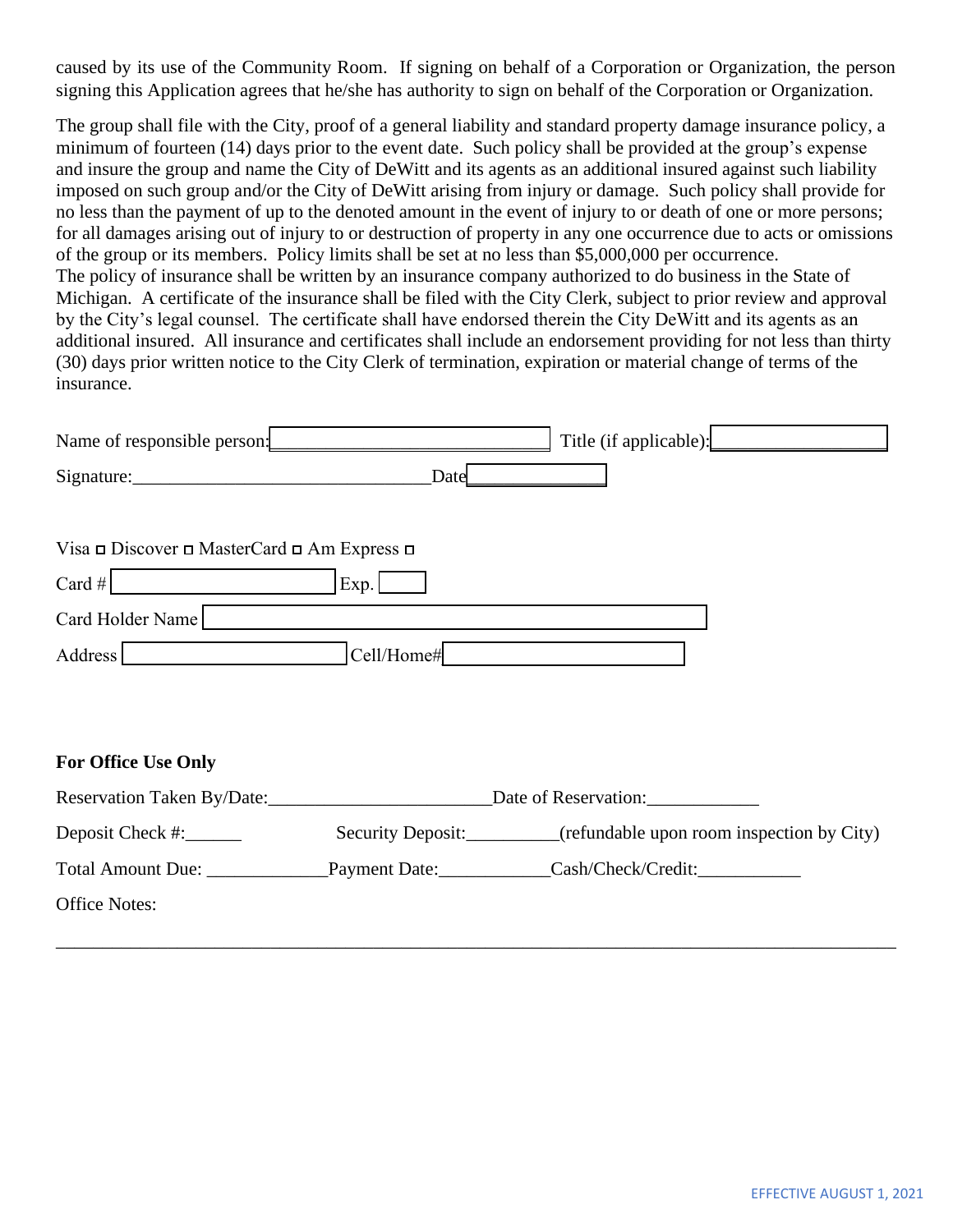caused by its use of the Community Room. If signing on behalf of a Corporation or Organization, the person signing this Application agrees that he/she has authority to sign on behalf of the Corporation or Organization.

The group shall file with the City, proof of a general liability and standard property damage insurance policy, a minimum of fourteen (14) days prior to the event date. Such policy shall be provided at the group's expense and insure the group and name the City of DeWitt and its agents as an additional insured against such liability imposed on such group and/or the City of DeWitt arising from injury or damage. Such policy shall provide for no less than the payment of up to the denoted amount in the event of injury to or death of one or more persons; for all damages arising out of injury to or destruction of property in any one occurrence due to acts or omissions of the group or its members. Policy limits shall be set at no less than $5,000,000 per occurrence.
The policy of insurance shall be written by an insurance company authorized to do business in the State of Michigan. A certificate of the insurance shall be filed with the City Clerk, subject to prior review and approval by the City's legal counsel. The certificate shall have endorsed therein the City DeWitt and its agents as an additional insured. All insurance and certificates shall include an endorsement providing for not less than thirty (30) days prior written notice to the City Clerk of termination, expiration or material change of terms of the insurance.

Name of responsible person:______________________________ Title (if applicable):__________________

Signature:_________________________________Date______________

Visa ☐ Discover ☐ MasterCard ☐ Am Express ☐

Card # ________________________ Exp. _____

Card Holder Name ______________________________________________________

Address ________________________ Cell/Home# ________________________

**For Office Use Only**

Reservation Taken By/Date:________________________Date of Reservation:____________

Deposit Check #:______ Security Deposit:__________(refundable upon room inspection by City)

Total Amount Due: _____________Payment Date:____________Cash/Check/Credit:___________

Office Notes:

_____________________________________________________________________________________

EFFECTIVE AUGUST 1, 2021